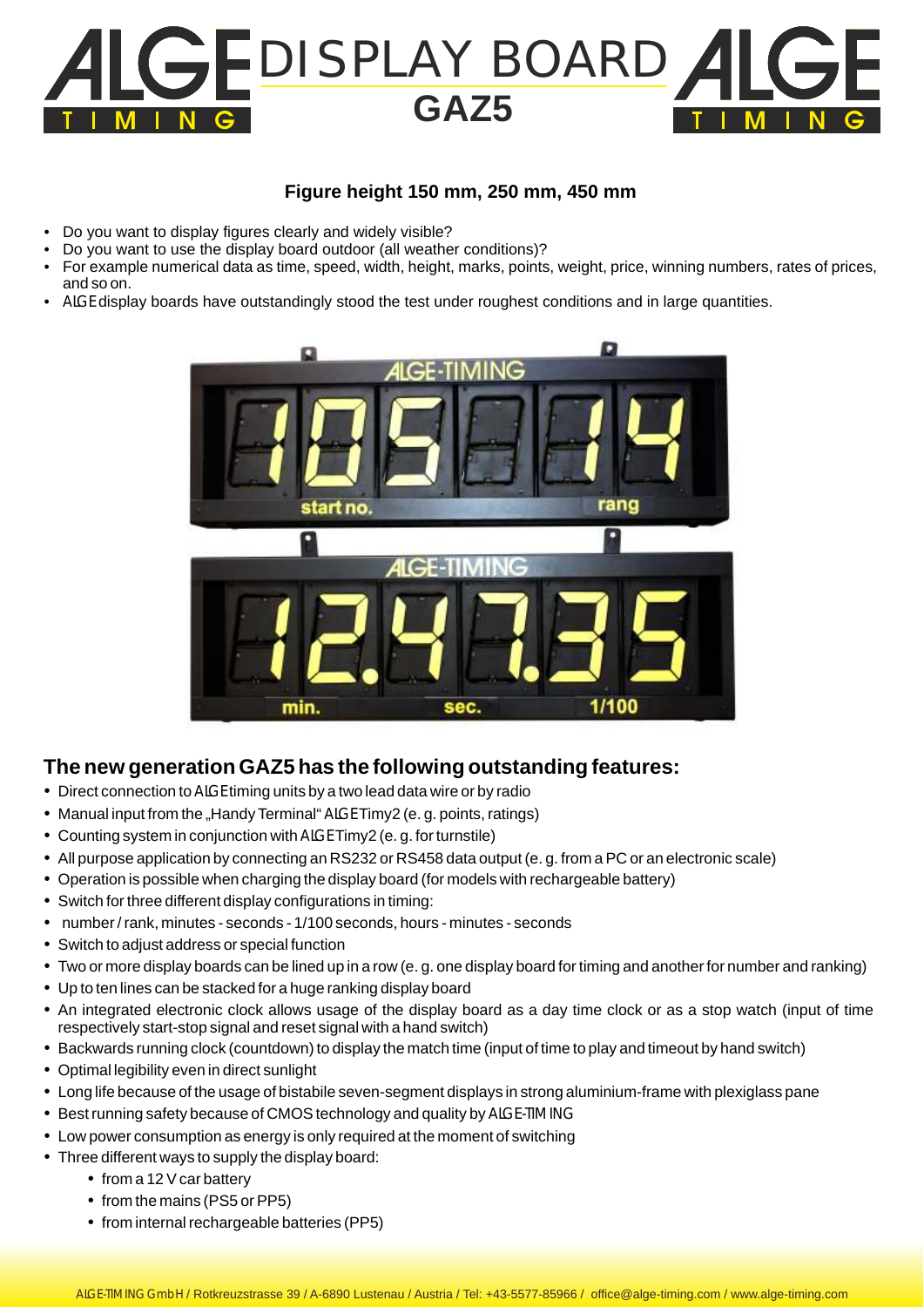# DISPLAY BOARD GAZ5

**Figure height 150 mm, 250 mm, 450 mm**

- Do you want to display figures clearly and widely visible?
- Do you want to use the display board outdoor (all weather conditions)?
- For example numerical data as time, speed, width, height, marks, points, weight, price, winning numbers, rates of prices, and so on.
- ALGE display boards have outstandingly stood the test under roughest conditions and in large quantities.

## The new generation GAZ5 has the following outstanding features:

- Direct connection to ALGE timing units by a two lead data wire or by radio
- Manual input from the „Handy Terminal" ALGE Timy2 (e. g. points, ratings)
- Counting system in conjunction with ALGE Timy2 (e. g. for turnstile)
- All purpose application by connecting an RS232 or RS458 data output (e. g. from a PC or an electronic scale)
- Operation is possible when charging the display board (for models with rechargeable battery)
- Switch for three different display configurations in timing:
- number / rank, minutes - seconds - 1/100 seconds, hours - minutes - seconds
- Switch to adjust address or special function
- Two or more display boards can be lined up in a row (e. g. one display board for timing and another for number and ranking)
- Up to ten lines can be stacked for a huge ranking display board
- An integrated electronic clock allows usage of the display board as a day time clock or as a stop watch (input of time respectively start-stop signal and reset signal with a hand switch)
- Backwards running clock (countdown) to display the match time (input of time to play and timeout by hand switch)
- Optimal legibility even in direct sunlight
- Long life because of the usage of bistabile seven-segment displays in strong aluminium-frame with plexiglass pane
- Best running safety because of CMOS technology and quality by ALGE-TIMING
- Low power consumption as energy is only required at the moment of switching
- Three different ways to supply the display board:
  - from a 12 V car battery
  - from the mains (PS5 or PP5)
  - from internal rechargeable batteries (PP5)

ALGE-TIMING GmbH / Rotkreuzstrasse 39 / A-6890 Lustenau / Austria / Tel: +43-5577-85966 / office@alge-timing.com / www.alge-timing.com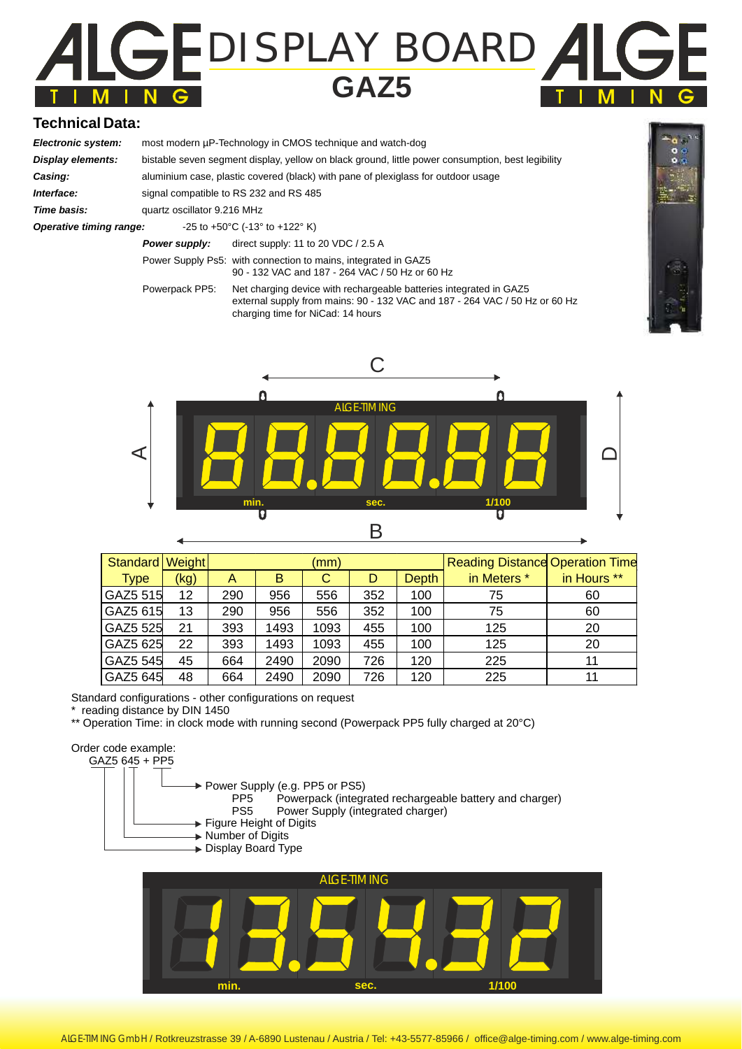# DISPLAY BOARD GAZ5

## Technical Data:

| | |
|---|---|
| ***Electronic system:*** | most modern µP-Technology in CMOS technique and watch-dog |
| ***Display elements:*** | bistable seven segment display, yellow on black ground, little power consumption, best legibility |
| ***Casing:*** | aluminium case, plastic covered (black) with pane of plexiglass for outdoor usage |
| ***Interface:*** | signal compatible to RS 232 and RS 485 |
| ***Time basis:*** | quartz oscillator 9.216 MHz |
| ***Operative timing range:*** | -25 to +50°C (-13° to +122° K) |

***Power supply:*** direct supply: 11 to 20 VDC / 2.5 A

Power Supply Ps5: with connection to mains, integrated in GAZ5
90 - 132 VAC and 187 - 264 VAC / 50 Hz or 60 Hz

Powerpack PP5: Net charging device with rechargeable batteries integrated in GAZ5
external supply from mains: 90 - 132 VAC and 187 - 264 VAC / 50 Hz or 60 Hz
charging time for NiCad: 14 hours

C
ALGE-TIMING
A
D
min.
sec.
1/100
B

| Standard | Weight | (mm) | | | | | Reading Distance | Operation Time |
|---|---|---|---|---|---|---|---|---|
| Type | (kg) | A | B | C | D | Depth | in Meters * | in Hours ** |
| GAZ5 515 | 12 | 290 | 956 | 556 | 352 | 100 | 75 | 60 |
| GAZ5 615 | 13 | 290 | 956 | 556 | 352 | 100 | 75 | 60 |
| GAZ5 525 | 21 | 393 | 1493 | 1093 | 455 | 100 | 125 | 20 |
| GAZ5 625 | 22 | 393 | 1493 | 1093 | 455 | 100 | 125 | 20 |
| GAZ5 545 | 45 | 664 | 2490 | 2090 | 726 | 120 | 225 | 11 |
| GAZ5 645 | 48 | 664 | 2490 | 2090 | 726 | 120 | 225 | 11 |

Standard configurations - other configurations on request

\* reading distance by DIN 1450

\*\* Operation Time: in clock mode with running second (Powerpack PP5 fully charged at 20°C)

Order code example:

GAZ5 645 + PP5

- Power Supply (e.g. PP5 or PS5)
  - PP5 Powerpack (integrated rechargeable battery and charger)
  - PS5 Power Supply (integrated charger)
- Figure Height of Digits
- Number of Digits
- Display Board Type

ALGE-TIMING
min.
sec.
1/100

ALGE-TIMING GmbH / Rotkreuzstrasse 39 / A-6890 Lustenau / Austria / Tel: +43-5577-85966 / office@alge-timing.com / www.alge-timing.com